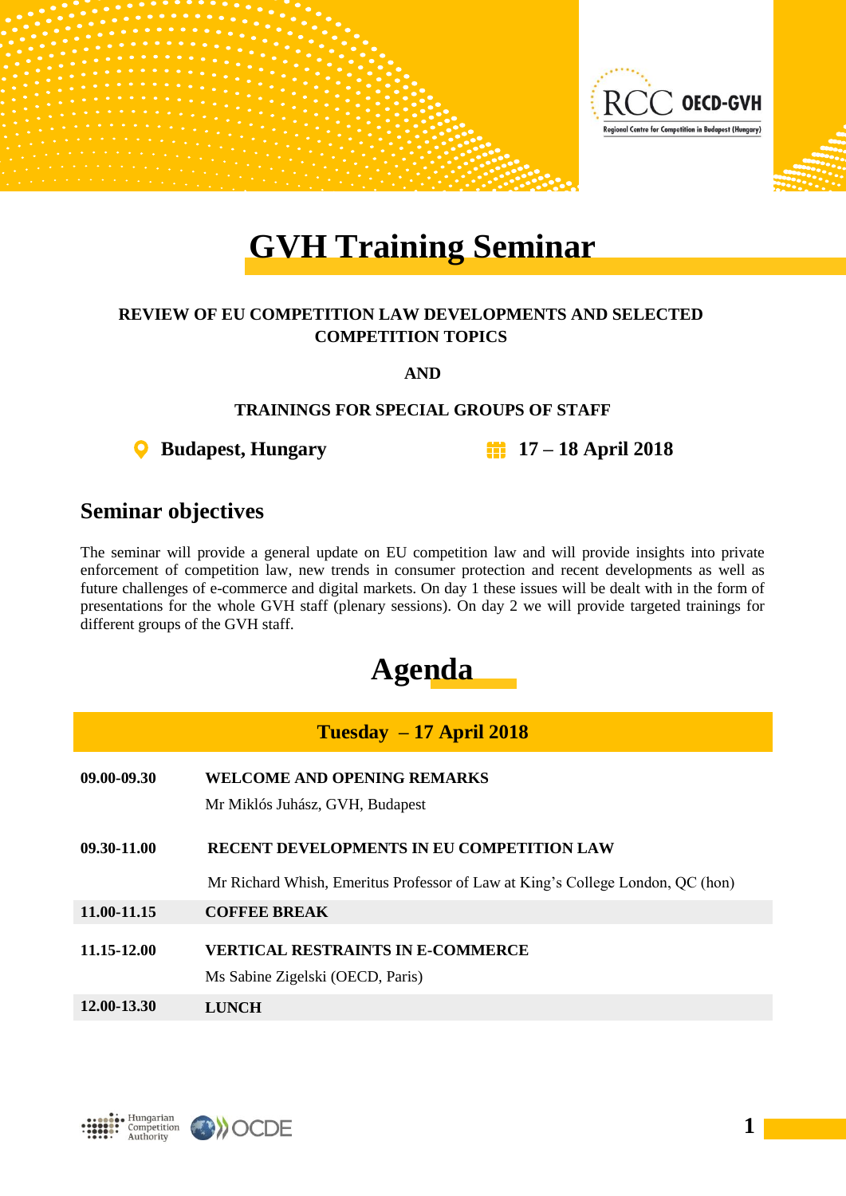# GVH Training Seminar

**REVIEW OF EU COMPETITION LAW DEVELOPMENTS AND SELECTED COMPETITION TOPICS**

**AND**

**TRAININGS FOR SPECIAL GROUPS OF STAFF**

**Budapest, Hungary** **17 – 18 April 2018**

## Seminar objectives

The seminar will provide a general update on EU competition law and will provide insights into private enforcement of competition law, new trends in consumer protection and recent developments as well as future challenges of e-commerce and digital markets. On day 1 these issues will be dealt with in the form of presentations for the whole GVH staff (plenary sessions). On day 2 we will provide targeted trainings for different groups of the GVH staff.

## Agenda

| **Tuesday – 17 April 2018** | |
|---|---|
| **09.00-09.30** | **WELCOME AND OPENING REMARKS**<br>Mr Miklós Juhász, GVH, Budapest |
| **09.30-11.00** | **RECENT DEVELOPMENTS IN EU COMPETITION LAW**<br>Mr Richard Whish, Emeritus Professor of Law at King's College London, QC (hon) |
| **11.00-11.15** | **COFFEE BREAK** |
| **11.15-12.00** | **VERTICAL RESTRAINTS IN E-COMMERCE**<br>Ms Sabine Zigelski (OECD, Paris) |
| **12.00-13.30** | **LUNCH** |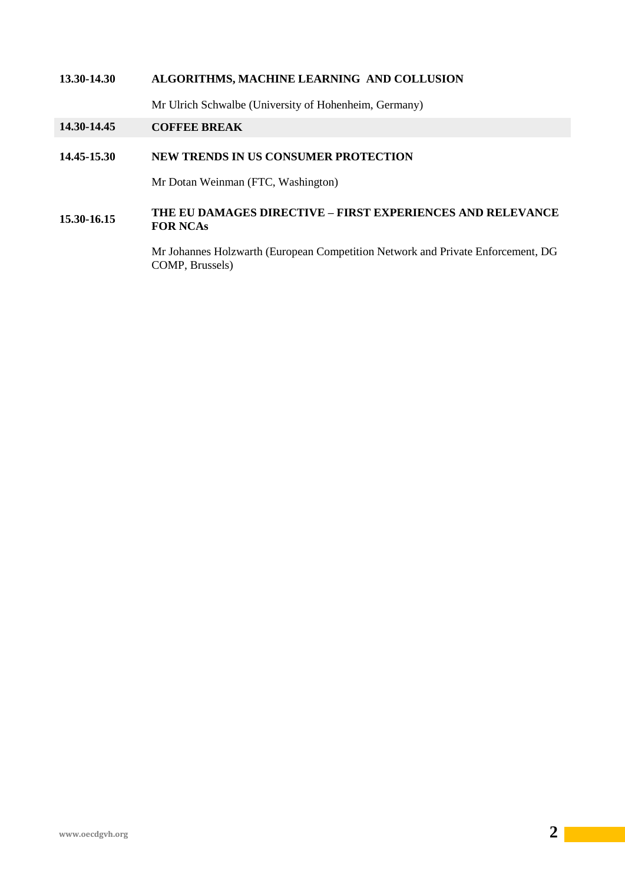**13.30-14.30** **ALGORITHMS, MACHINE LEARNING AND COLLUSION**

Mr Ulrich Schwalbe (University of Hohenheim, Germany)

**14.30-14.45** **COFFEE BREAK**

**14.45-15.30** **NEW TRENDS IN US CONSUMER PROTECTION**

Mr Dotan Weinman (FTC, Washington)

**15.30-16.15** **THE EU DAMAGES DIRECTIVE – FIRST EXPERIENCES AND RELEVANCE FOR NCAs**

Mr Johannes Holzwarth (European Competition Network and Private Enforcement, DG COMP, Brussels)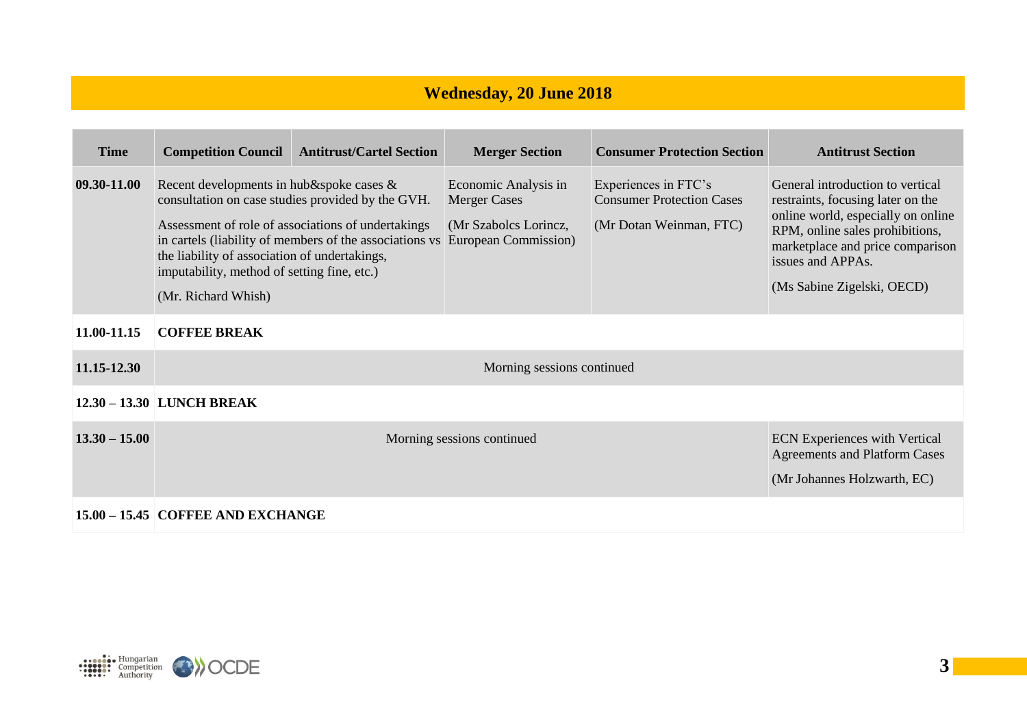# Wednesday, 20 June 2018

| Time | Competition Council | Antitrust/Cartel Section | Merger Section | Consumer Protection Section | Antitrust Section |
|---|---|---|---|---|---|
| **09.30-11.00** | Recent developments in hub&spoke cases & consultation on case studies provided by the GVH. Assessment of role of associations of undertakings in cartels (liability of members of the associations vs the liability of association of undertakings, imputability, method of setting fine, etc.) (Mr. Richard Whish) | | Economic Analysis in Merger Cases (Mr Szabolcs Lorincz, European Commission) | Experiences in FTC's Consumer Protection Cases (Mr Dotan Weinman, FTC) | General introduction to vertical restraints, focusing later on the online world, especially on online RPM, online sales prohibitions, marketplace and price comparison issues and APPAs. (Ms Sabine Zigelski, OECD) |
| **11.00-11.15** | **COFFEE BREAK** | | | | |
| **11.15-12.30** | Morning sessions continued | | | | |
| **12.30 – 13.30** | **LUNCH BREAK** | | | | |
| **13.30 – 15.00** | Morning sessions continued | | | | ECN Experiences with Vertical Agreements and Platform Cases (Mr Johannes Holzwarth, EC) |
| **15.00 – 15.45** | **COFFEE AND EXCHANGE** | | | | |